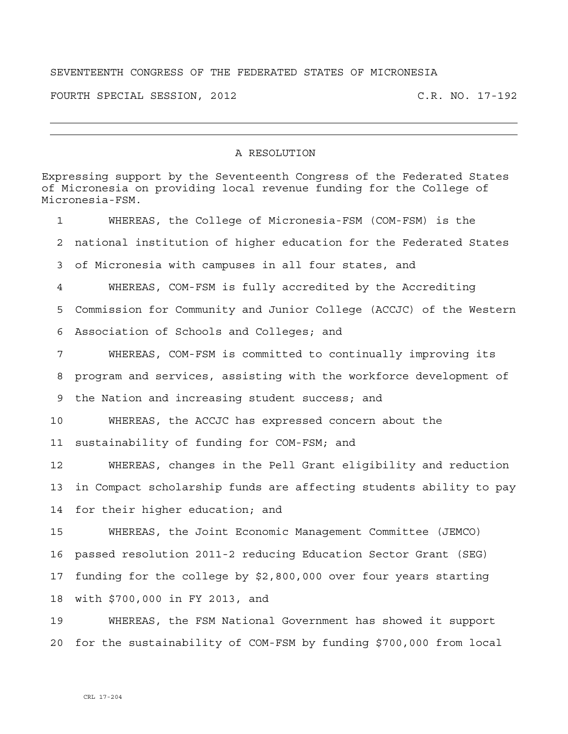SEVENTEENTH CONGRESS OF THE FEDERATED STATES OF MICRONESIA

FOURTH SPECIAL SESSION, 2012 C.R. NO. 17-192

# A RESOLUTION

Expressing support by the Seventeenth Congress of the Federated States of Micronesia on providing local revenue funding for the College of Micronesia-FSM.

1 WHEREAS, the College of Micronesia-FSM (COM-FSM) is the
2 national institution of higher education for the Federated States
3 of Micronesia with campuses in all four states, and
4 WHEREAS, COM-FSM is fully accredited by the Accrediting
5 Commission for Community and Junior College (ACCJC) of the Western
6 Association of Schools and Colleges; and
7 WHEREAS, COM-FSM is committed to continually improving its
8 program and services, assisting with the workforce development of
9 the Nation and increasing student success; and
10 WHEREAS, the ACCJC has expressed concern about the
11 sustainability of funding for COM-FSM; and
12 WHEREAS, changes in the Pell Grant eligibility and reduction
13 in Compact scholarship funds are affecting students ability to pay
14 for their higher education; and
15 WHEREAS, the Joint Economic Management Committee (JEMCO)
16 passed resolution 2011-2 reducing Education Sector Grant (SEG)
17 funding for the college by $2,800,000 over four years starting
18 with $700,000 in FY 2013, and
19 WHEREAS, the FSM National Government has showed it support
20 for the sustainability of COM-FSM by funding $700,000 from local

CRL 17-204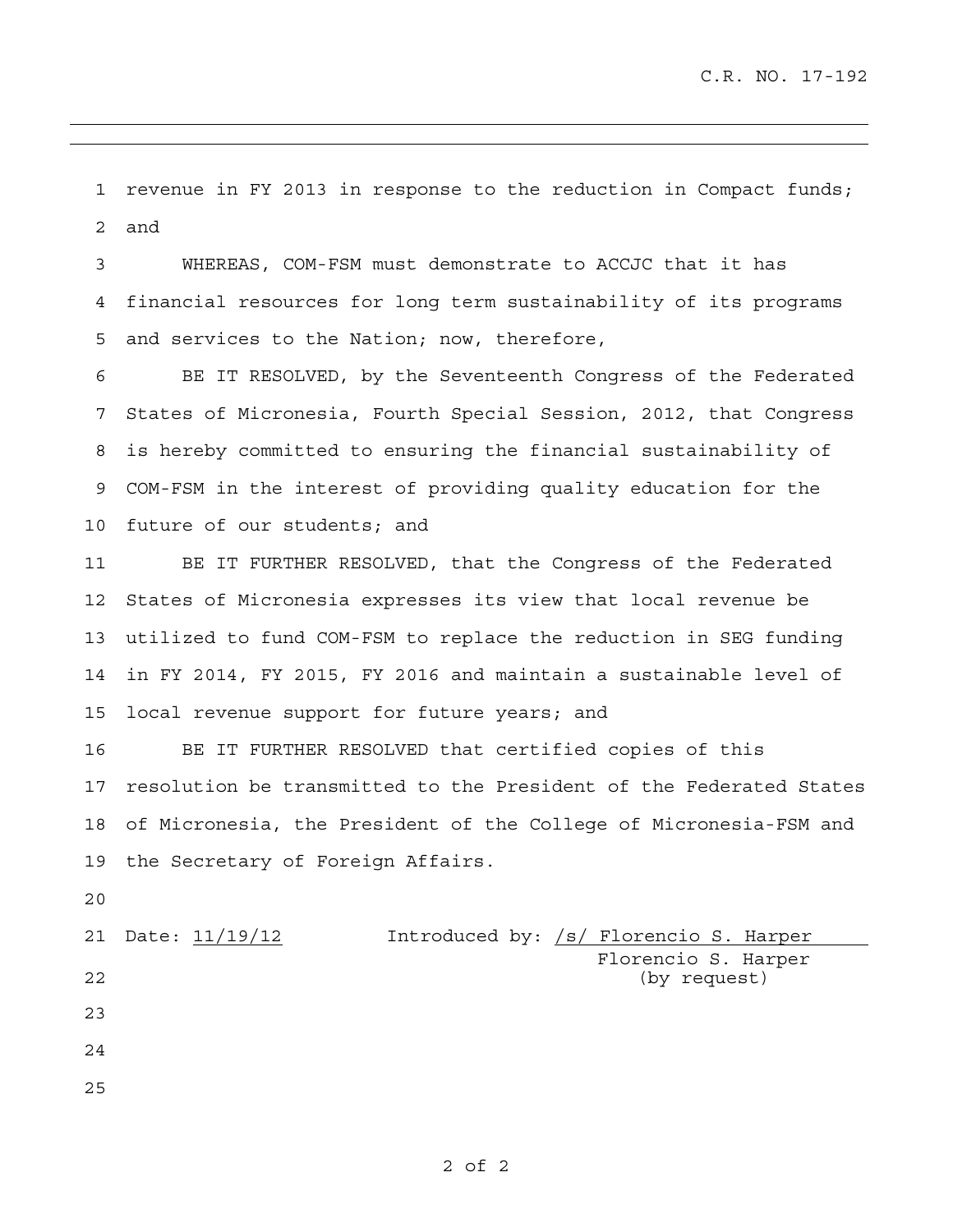revenue in FY 2013 in response to the reduction in Compact funds; and

WHEREAS, COM-FSM must demonstrate to ACCJC that it has financial resources for long term sustainability of its programs and services to the Nation; now, therefore,

BE IT RESOLVED, by the Seventeenth Congress of the Federated States of Micronesia, Fourth Special Session, 2012, that Congress is hereby committed to ensuring the financial sustainability of COM-FSM in the interest of providing quality education for the future of our students; and

BE IT FURTHER RESOLVED, that the Congress of the Federated States of Micronesia expresses its view that local revenue be utilized to fund COM-FSM to replace the reduction in SEG funding in FY 2014, FY 2015, FY 2016 and maintain a sustainable level of local revenue support for future years; and

BE IT FURTHER RESOLVED that certified copies of this resolution be transmitted to the President of the Federated States of Micronesia, the President of the College of Micronesia-FSM and the Secretary of Foreign Affairs.

Date: 11/19/12

Introduced by: /s/ Florencio S. Harper
Florencio S. Harper
(by request)